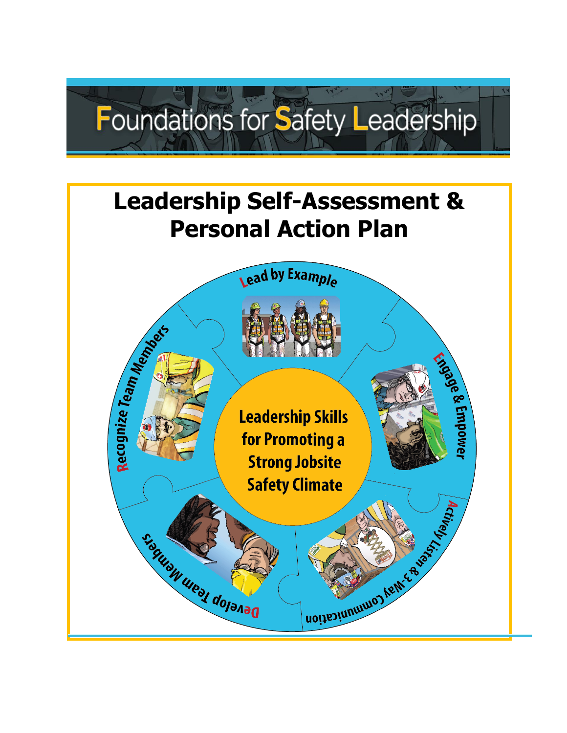# Foundations for Safety Leadership

## Leadership Self-Assessment & Personal Action Plan

Lead by Example

Engage & Empower

Actively Listen & 3-Way Communication

Develop Team Members

Recognize Team Members

Leadership Skills for Promoting a Strong Jobsite Safety Climate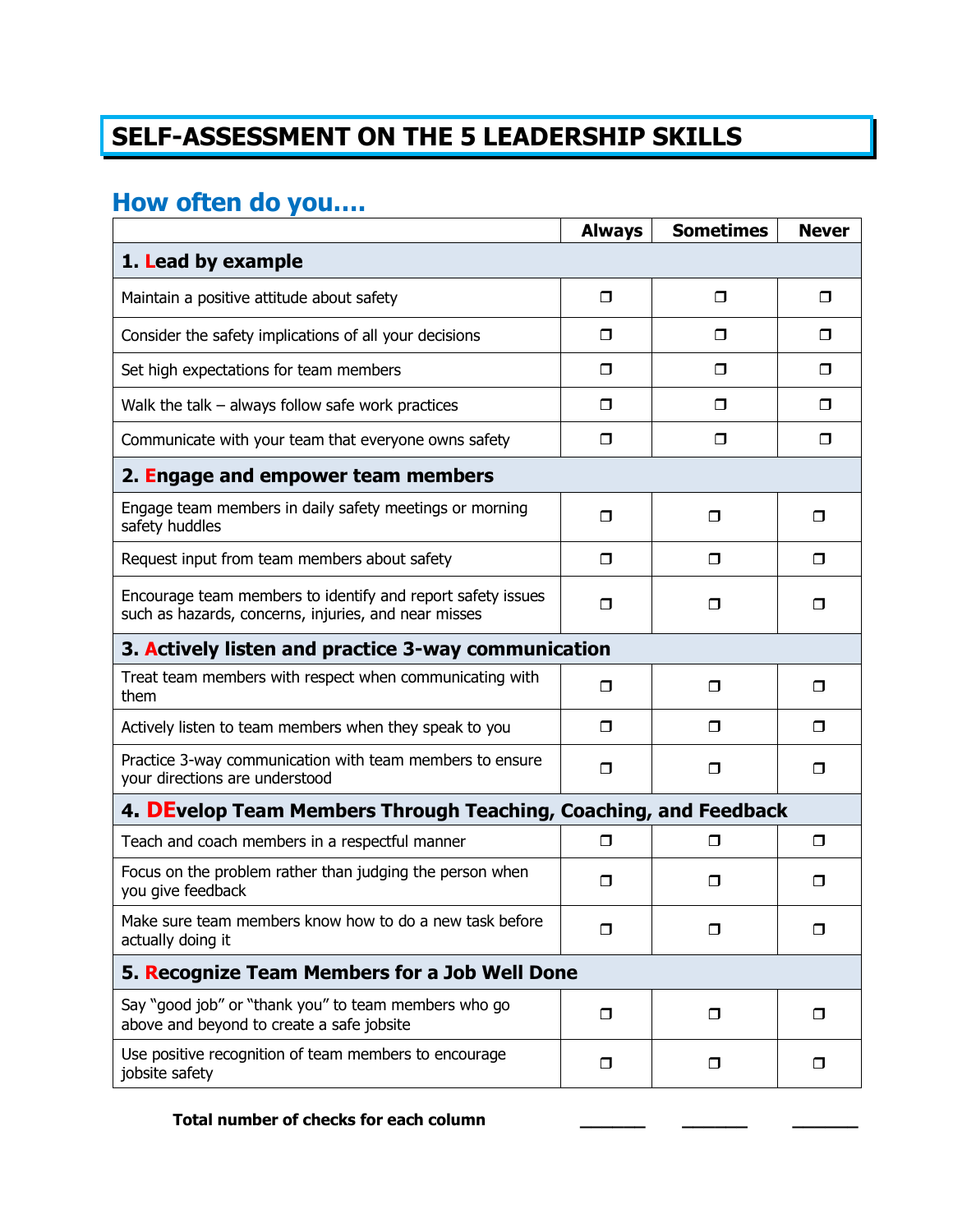# SELF-ASSESSMENT ON THE 5 LEADERSHIP SKILLS

## How often do you….

| | Always | Sometimes | Never |
|---|---|---|---|
| **1. Lead by example** | | | |
| Maintain a positive attitude about safety | ❒ | ❒ | ❒ |
| Consider the safety implications of all your decisions | ❒ | ❒ | ❒ |
| Set high expectations for team members | ❒ | ❒ | ❒ |
| Walk the talk – always follow safe work practices | ❒ | ❒ | ❒ |
| Communicate with your team that everyone owns safety | ❒ | ❒ | ❒ |
| **2. Engage and empower team members** | | | |
| Engage team members in daily safety meetings or morning safety huddles | ❒ | ❒ | ❒ |
| Request input from team members about safety | ❒ | ❒ | ❒ |
| Encourage team members to identify and report safety issues such as hazards, concerns, injuries, and near misses | ❒ | ❒ | ❒ |
| **3. Actively listen and practice 3-way communication** | | | |
| Treat team members with respect when communicating with them | ❒ | ❒ | ❒ |
| Actively listen to team members when they speak to you | ❒ | ❒ | ❒ |
| Practice 3-way communication with team members to ensure your directions are understood | ❒ | ❒ | ❒ |
| **4. DEvelop Team Members Through Teaching, Coaching, and Feedback** | | | |
| Teach and coach members in a respectful manner | ❒ | ❒ | ❒ |
| Focus on the problem rather than judging the person when you give feedback | ❒ | ❒ | ❒ |
| Make sure team members know how to do a new task before actually doing it | ❒ | ❒ | ❒ |
| **5. Recognize Team Members for a Job Well Done** | | | |
| Say "good job" or "thank you" to team members who go above and beyond to create a safe jobsite | ❒ | ❒ | ❒ |
| Use positive recognition of team members to encourage jobsite safety | ❒ | ❒ | ❒ |
| **Total number of checks for each column** | _______ | _______ | _______ |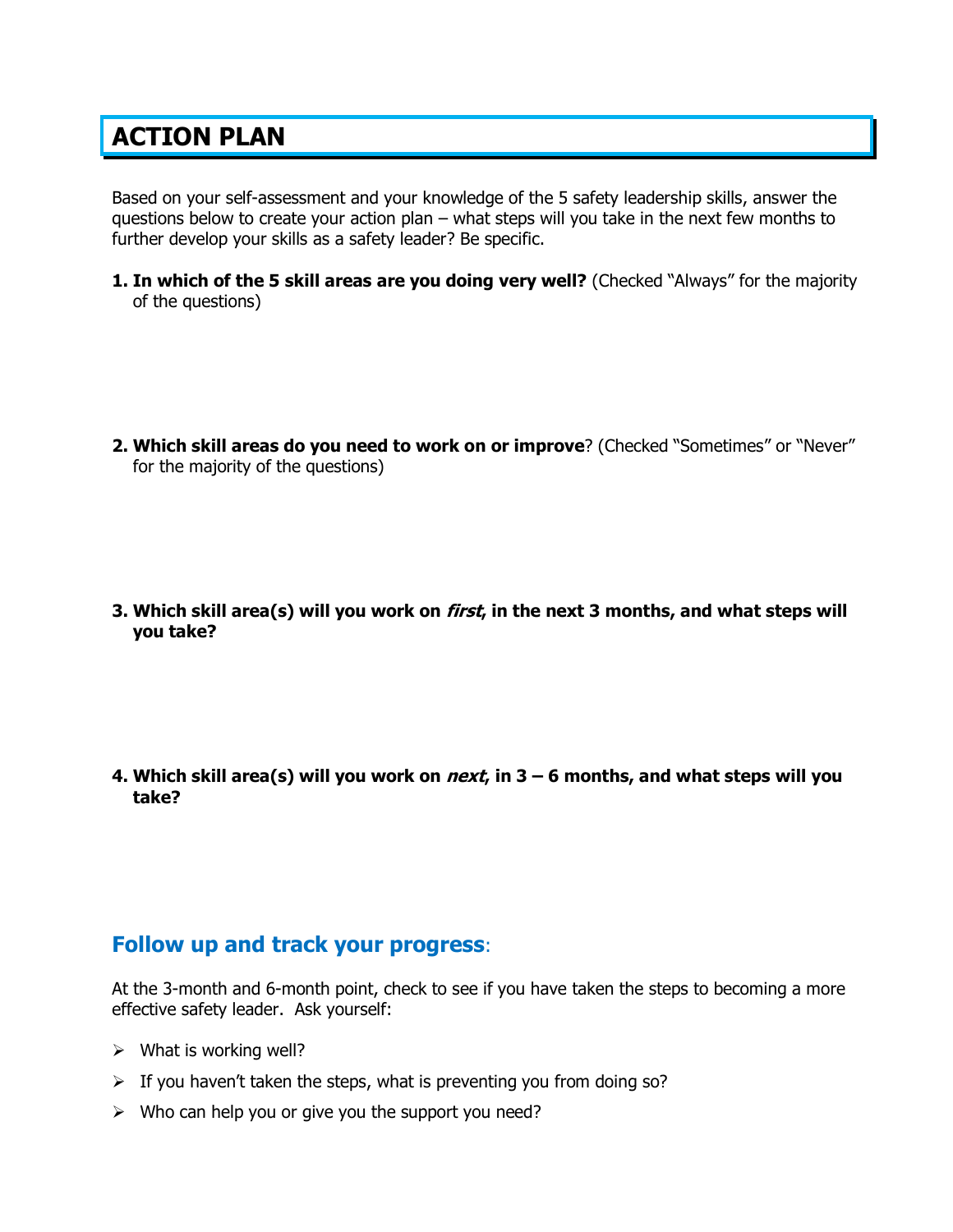# ACTION PLAN

Based on your self-assessment and your knowledge of the 5 safety leadership skills, answer the questions below to create your action plan – what steps will you take in the next few months to further develop your skills as a safety leader? Be specific.

1. **In which of the 5 skill areas are you doing very well?** (Checked "Always" for the majority of the questions)

2. **Which skill areas do you need to work on or improve**? (Checked "Sometimes" or "Never" for the majority of the questions)

3. **Which skill area(s) will you work on *first*, in the next 3 months, and what steps will you take?**

4. **Which skill area(s) will you work on *next*, in 3 – 6 months, and what steps will you take?**

## Follow up and track your progress:

At the 3-month and 6-month point, check to see if you have taken the steps to becoming a more effective safety leader. Ask yourself:

- What is working well?
- If you haven't taken the steps, what is preventing you from doing so?
- Who can help you or give you the support you need?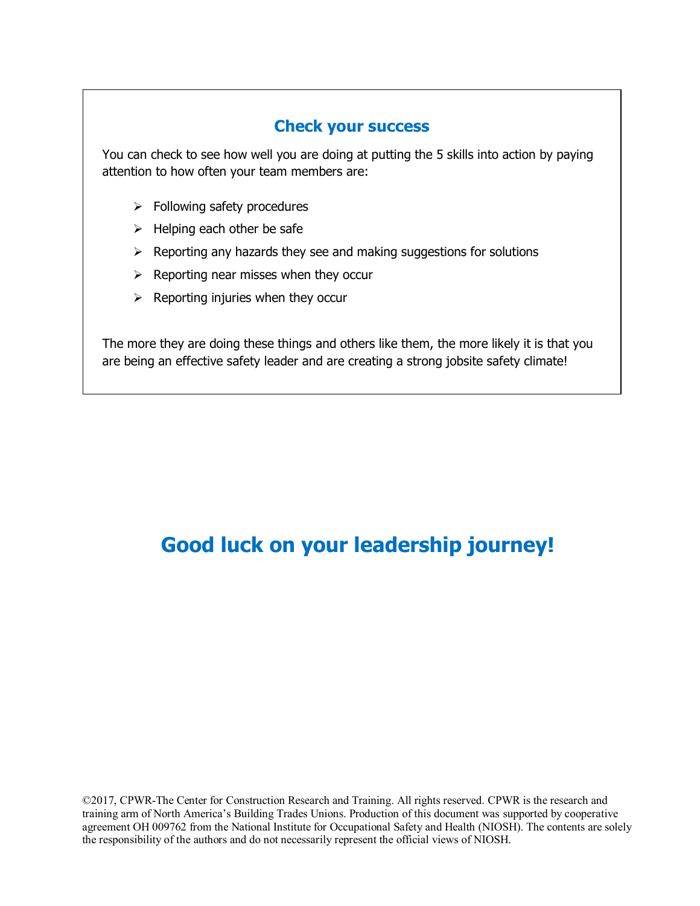## Check your success

You can check to see how well you are doing at putting the 5 skills into action by paying attention to how often your team members are:

- Following safety procedures
- Helping each other be safe
- Reporting any hazards they see and making suggestions for solutions
- Reporting near misses when they occur
- Reporting injuries when they occur

The more they are doing these things and others like them, the more likely it is that you are being an effective safety leader and are creating a strong jobsite safety climate!

# Good luck on your leadership journey!

©2017, CPWR-The Center for Construction Research and Training. All rights reserved. CPWR is the research and training arm of North America's Building Trades Unions. Production of this document was supported by cooperative agreement OH 009762 from the National Institute for Occupational Safety and Health (NIOSH). The contents are solely the responsibility of the authors and do not necessarily represent the official views of NIOSH.